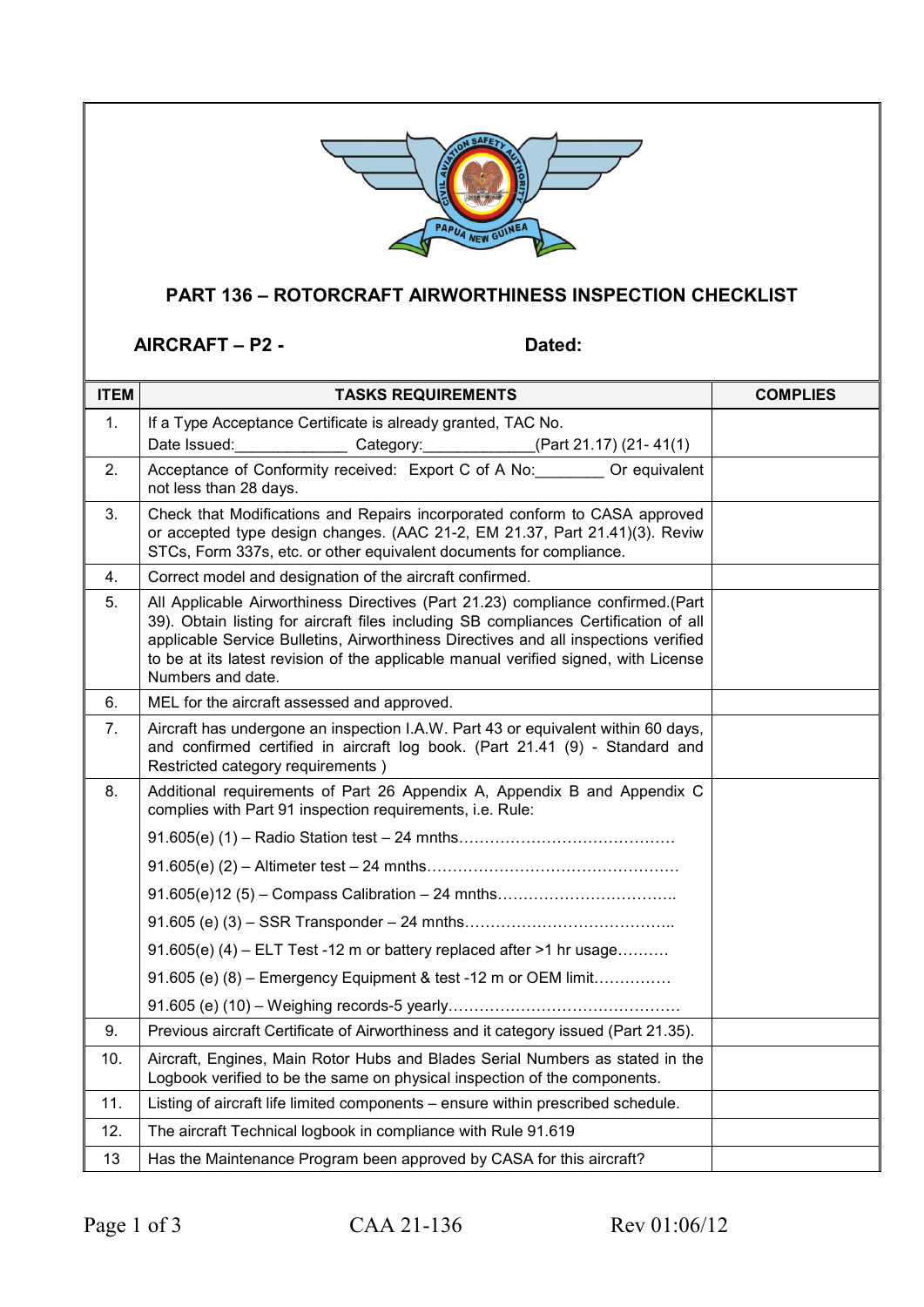# PART 136 – ROTORCRAFT AIRWORTHINESS INSPECTION CHECKLIST

**AIRCRAFT – P2 -** **Dated:**

| ITEM | TASKS REQUIREMENTS | COMPLIES |
|---|---|---|
| 1. | If a Type Acceptance Certificate is already granted, TAC No. Date Issued:_____________ Category:____________(Part 21.17) (21- 41(1) | |
| 2. | Acceptance of Conformity received: Export C of A No:________ Or equivalent not less than 28 days. | |
| 3. | Check that Modifications and Repairs incorporated conform to CASA approved or accepted type design changes. (AAC 21-2, EM 21.37, Part 21.41)(3). Reviw STCs, Form 337s, etc. or other equivalent documents for compliance. | |
| 4. | Correct model and designation of the aircraft confirmed. | |
| 5. | All Applicable Airworthiness Directives (Part 21.23) compliance confirmed.(Part 39). Obtain listing for aircraft files including SB compliances Certification of all applicable Service Bulletins, Airworthiness Directives and all inspections verified to be at its latest revision of the applicable manual verified signed, with License Numbers and date. | |
| 6. | MEL for the aircraft assessed and approved. | |
| 7. | Aircraft has undergone an inspection I.A.W. Part 43 or equivalent within 60 days, and confirmed certified in aircraft log book. (Part 21.41 (9) - Standard and Restricted category requirements ) | |
| 8. | Additional requirements of Part 26 Appendix A, Appendix B and Appendix C complies with Part 91 inspection requirements, i.e. Rule:<br>91.605(e) (1) – Radio Station test – 24 mnths……………………………………<br>91.605(e) (2) – Altimeter test – 24 mnths…………………………………………<br>91.605(e)12 (5) – Compass Calibration – 24 mnths……………………………..<br>91.605 (e) (3) – SSR Transponder – 24 mnths…………………………………..<br>91.605(e) (4) – ELT Test -12 m or battery replaced after >1 hr usage……….<br>91.605 (e) (8) – Emergency Equipment & test -12 m or OEM limit……………<br>91.605 (e) (10) – Weighing records-5 yearly……………………………………… | |
| 9. | Previous aircraft Certificate of Airworthiness and it category issued (Part 21.35). | |
| 10. | Aircraft, Engines, Main Rotor Hubs and Blades Serial Numbers as stated in the Logbook verified to be the same on physical inspection of the components. | |
| 11. | Listing of aircraft life limited components – ensure within prescribed schedule. | |
| 12. | The aircraft Technical logbook in compliance with Rule 91.619 | |
| 13 | Has the Maintenance Program been approved by CASA for this aircraft? | |

CAA 21-136 Rev 01:06/12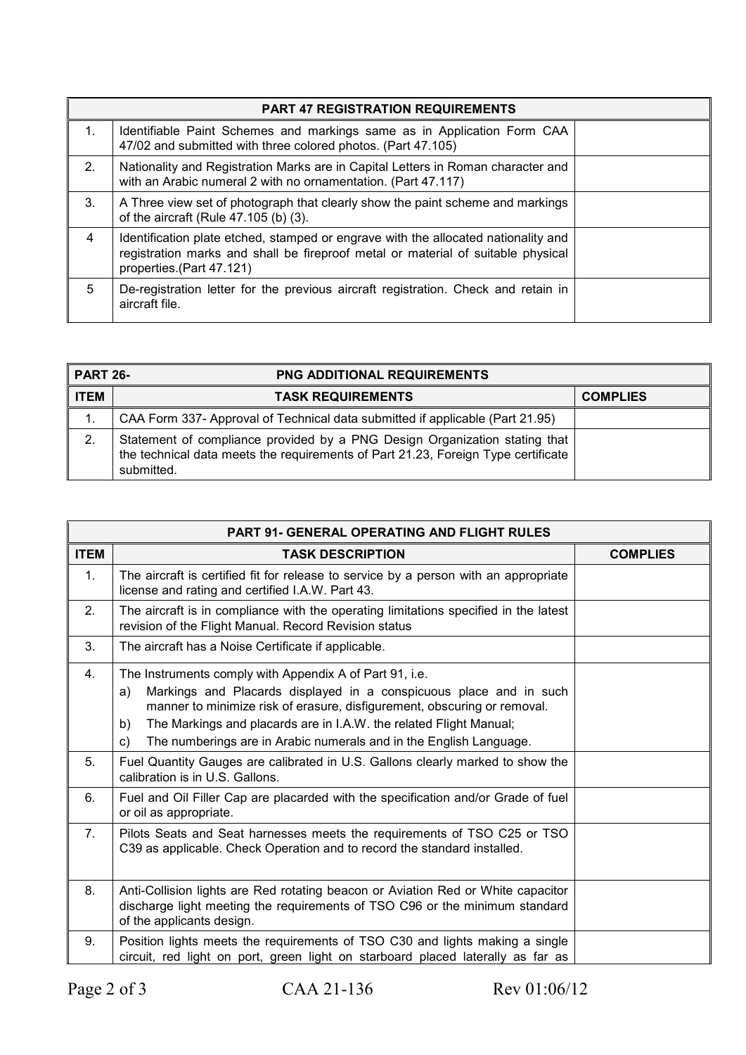| PART 47 REGISTRATION REQUIREMENTS | | |
|---|---|---|
| 1. | Identifiable Paint Schemes and markings same as in Application Form CAA 47/02 and submitted with three colored photos. (Part 47.105) | |
| 2. | Nationality and Registration Marks are in Capital Letters in Roman character and with an Arabic numeral 2 with no ornamentation. (Part 47.117) | |
| 3. | A Three view set of photograph that clearly show the paint scheme and markings of the aircraft (Rule 47.105 (b) (3). | |
| 4 | Identification plate etched, stamped or engrave with the allocated nationality and registration marks and shall be fireproof metal or material of suitable physical properties.(Part 47.121) | |
| 5 | De-registration letter for the previous aircraft registration. Check and retain in aircraft file. | |

| PART 26- | PNG ADDITIONAL REQUIREMENTS | |
|---|---|---|
| ITEM | TASK REQUIREMENTS | COMPLIES |
| 1. | CAA Form 337- Approval of Technical data submitted if applicable (Part 21.95) | |
| 2. | Statement of compliance provided by a PNG Design Organization stating that the technical data meets the requirements of Part 21.23, Foreign Type certificate submitted. | |

| PART 91- GENERAL OPERATING AND FLIGHT RULES | | |
|---|---|---|
| ITEM | TASK DESCRIPTION | COMPLIES |
| 1. | The aircraft is certified fit for release to service by a person with an appropriate license and rating and certified I.A.W. Part 43. | |
| 2. | The aircraft is in compliance with the operating limitations specified in the latest revision of the Flight Manual. Record Revision status | |
| 3. | The aircraft has a Noise Certificate if applicable. | |
| 4. | The Instruments comply with Appendix A of Part 91, i.e.<br>a) Markings and Placards displayed in a conspicuous place and in such manner to minimize risk of erasure, disfigurement, obscuring or removal.<br>b) The Markings and placards are in I.A.W. the related Flight Manual;<br>c) The numberings are in Arabic numerals and in the English Language. | |
| 5. | Fuel Quantity Gauges are calibrated in U.S. Gallons clearly marked to show the calibration is in U.S. Gallons. | |
| 6. | Fuel and Oil Filler Cap are placarded with the specification and/or Grade of fuel or oil as appropriate. | |
| 7. | Pilots Seats and Seat harnesses meets the requirements of TSO C25 or TSO C39 as applicable. Check Operation and to record the standard installed. | |
| 8. | Anti-Collision lights are Red rotating beacon or Aviation Red or White capacitor discharge light meeting the requirements of TSO C96 or the minimum standard of the applicants design. | |
| 9. | Position lights meets the requirements of TSO C30 and lights making a single circuit, red light on port, green light on starboard placed laterally as far as | |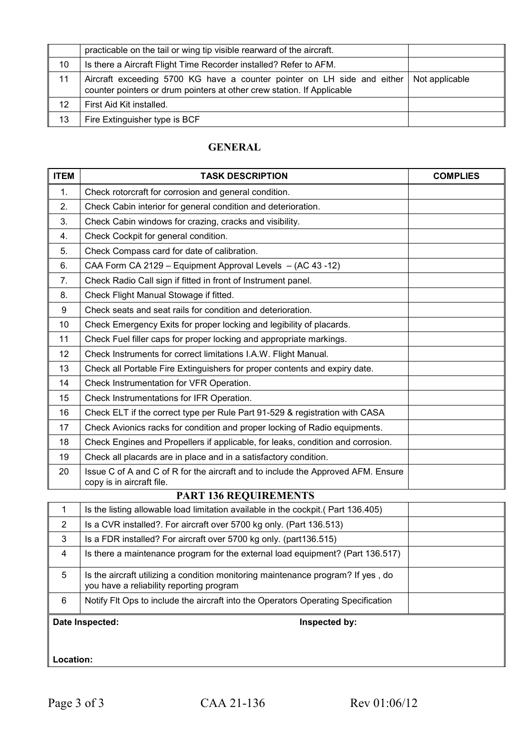| | | |
|---|---|---|
| | practicable on the tail or wing tip visible rearward of the aircraft. | |
| 10 | Is there a Aircraft Flight Time Recorder installed? Refer to AFM. | |
| 11 | Aircraft exceeding 5700 KG have a counter pointer on LH side and either counter pointers or drum pointers at other crew station. If Applicable | Not applicable |
| 12 | First Aid Kit installed. | |
| 13 | Fire Extinguisher type is BCF | |

## GENERAL

| ITEM | TASK DESCRIPTION | COMPLIES |
|---|---|---|
| 1. | Check rotorcraft for corrosion and general condition. | |
| 2. | Check Cabin interior for general condition and deterioration. | |
| 3. | Check Cabin windows for crazing, cracks and visibility. | |
| 4. | Check Cockpit for general condition. | |
| 5. | Check Compass card for date of calibration. | |
| 6. | CAA Form CA 2129 – Equipment Approval Levels – (AC 43 -12) | |
| 7. | Check Radio Call sign if fitted in front of Instrument panel. | |
| 8. | Check Flight Manual Stowage if fitted. | |
| 9 | Check seats and seat rails for condition and deterioration. | |
| 10 | Check Emergency Exits for proper locking and legibility of placards. | |
| 11 | Check Fuel filler caps for proper locking and appropriate markings. | |
| 12 | Check Instruments for correct limitations I.A.W. Flight Manual. | |
| 13 | Check all Portable Fire Extinguishers for proper contents and expiry date. | |
| 14 | Check Instrumentation for VFR Operation. | |
| 15 | Check Instrumentations for IFR Operation. | |
| 16 | Check ELT if the correct type per Rule Part 91-529 & registration with CASA | |
| 17 | Check Avionics racks for condition and proper locking of Radio equipments. | |
| 18 | Check Engines and Propellers if applicable, for leaks, condition and corrosion. | |
| 19 | Check all placards are in place and in a satisfactory condition. | |
| 20 | Issue C of A and C of R for the aircraft and to include the Approved AFM. Ensure copy is in aircraft file. | |

## PART 136 REQUIREMENTS

| | | |
|---|---|---|
| 1 | Is the listing allowable load limitation available in the cockpit.( Part 136.405) | |
| 2 | Is a CVR installed?. For aircraft over 5700 kg only. (Part 136.513) | |
| 3 | Is a FDR installed? For aircraft over 5700 kg only. (part136.515) | |
| 4 | Is there a maintenance program for the external load equipment? (Part 136.517) | |
| 5 | Is the aircraft utilizing a condition monitoring maintenance program? If yes , do you have a reliability reporting program | |
| 6 | Notify Flt Ops to include the aircraft into the Operators Operating Specification | |

**Date Inspected:** **Inspected by:**

**Location:**